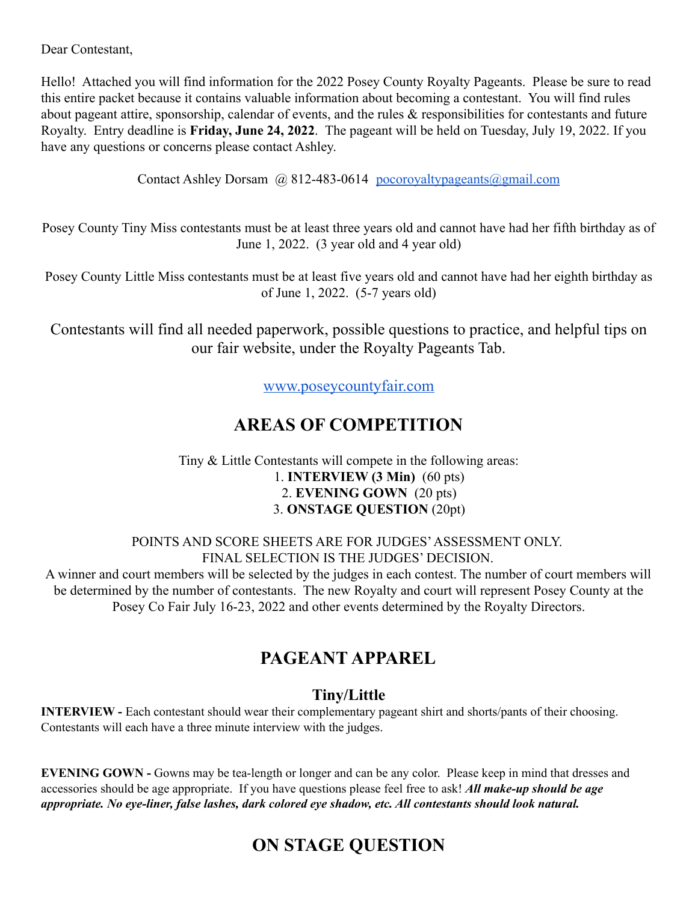Dear Contestant,

Hello! Attached you will find information for the 2022 Posey County Royalty Pageants. Please be sure to read this entire packet because it contains valuable information about becoming a contestant. You will find rules about pageant attire, sponsorship, calendar of events, and the rules & responsibilities for contestants and future Royalty. Entry deadline is **Friday, June 24, 2022**. The pageant will be held on Tuesday, July 19, 2022. If you have any questions or concerns please contact Ashley.

Contact Ashley Dorsam @ 812-483-0614 pocoroyaltypageants@gmail.com

Posey County Tiny Miss contestants must be at least three years old and cannot have had her fifth birthday as of June 1, 2022. (3 year old and 4 year old)

Posey County Little Miss contestants must be at least five years old and cannot have had her eighth birthday as of June 1, 2022. (5-7 years old)

Contestants will find all needed paperwork, possible questions to practice, and helpful tips on our fair website, under the Royalty Pageants Tab.

www.poseycountyfair.com

## AREAS OF COMPETITION

Tiny & Little Contestants will compete in the following areas:

1. **INTERVIEW (3 Min)** (60 pts)
2. **EVENING GOWN** (20 pts)
3. **ONSTAGE QUESTION** (20pt)

POINTS AND SCORE SHEETS ARE FOR JUDGES' ASSESSMENT ONLY.
FINAL SELECTION IS THE JUDGES' DECISION.
A winner and court members will be selected by the judges in each contest. The number of court members will be determined by the number of contestants. The new Royalty and court will represent Posey County at the Posey Co Fair July 16-23, 2022 and other events determined by the Royalty Directors.

## PAGEANT APPAREL

### Tiny/Little

**INTERVIEW -** Each contestant should wear their complementary pageant shirt and shorts/pants of their choosing. Contestants will each have a three minute interview with the judges.

**EVENING GOWN -** Gowns may be tea-length or longer and can be any color. Please keep in mind that dresses and accessories should be age appropriate. If you have questions please feel free to ask! ***All make-up should be age appropriate. No eye-liner, false lashes, dark colored eye shadow, etc. All contestants should look natural.***

## ON STAGE QUESTION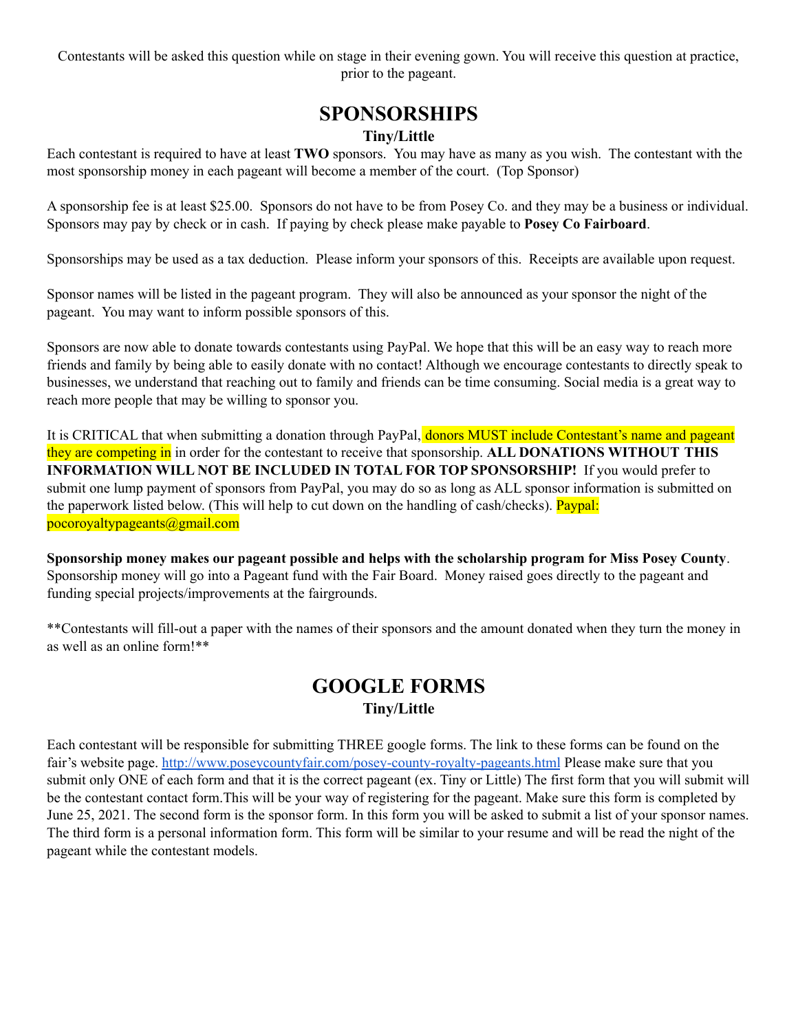Contestants will be asked this question while on stage in their evening gown. You will receive this question at practice, prior to the pageant.

## SPONSORSHIPS

### Tiny/Little

Each contestant is required to have at least **TWO** sponsors. You may have as many as you wish. The contestant with the most sponsorship money in each pageant will become a member of the court. (Top Sponsor)

A sponsorship fee is at least $25.00. Sponsors do not have to be from Posey Co. and they may be a business or individual. Sponsors may pay by check or in cash. If paying by check please make payable to **Posey Co Fairboard**.

Sponsorships may be used as a tax deduction. Please inform your sponsors of this. Receipts are available upon request.

Sponsor names will be listed in the pageant program. They will also be announced as your sponsor the night of the pageant. You may want to inform possible sponsors of this.

Sponsors are now able to donate towards contestants using PayPal. We hope that this will be an easy way to reach more friends and family by being able to easily donate with no contact! Although we encourage contestants to directly speak to businesses, we understand that reaching out to family and friends can be time consuming. Social media is a great way to reach more people that may be willing to sponsor you.

It is CRITICAL that when submitting a donation through PayPal, donors MUST include Contestant's name and pageant they are competing in in order for the contestant to receive that sponsorship. **ALL DONATIONS WITHOUT THIS INFORMATION WILL NOT BE INCLUDED IN TOTAL FOR TOP SPONSORSHIP!** If you would prefer to submit one lump payment of sponsors from PayPal, you may do so as long as ALL sponsor information is submitted on the paperwork listed below. (This will help to cut down on the handling of cash/checks). Paypal: pocoroyaltypageants@gmail.com

**Sponsorship money makes our pageant possible and helps with the scholarship program for Miss Posey County**. Sponsorship money will go into a Pageant fund with the Fair Board. Money raised goes directly to the pageant and funding special projects/improvements at the fairgrounds.

**Contestants will fill-out a paper with the names of their sponsors and the amount donated when they turn the money in as well as an online form!**

## GOOGLE FORMS

### Tiny/Little

Each contestant will be responsible for submitting THREE google forms. The link to these forms can be found on the fair's website page. http://www.poseycountyfair.com/posey-county-royalty-pageants.html Please make sure that you submit only ONE of each form and that it is the correct pageant (ex. Tiny or Little) The first form that you will submit will be the contestant contact form.This will be your way of registering for the pageant. Make sure this form is completed by June 25, 2021. The second form is the sponsor form. In this form you will be asked to submit a list of your sponsor names. The third form is a personal information form. This form will be similar to your resume and will be read the night of the pageant while the contestant models.